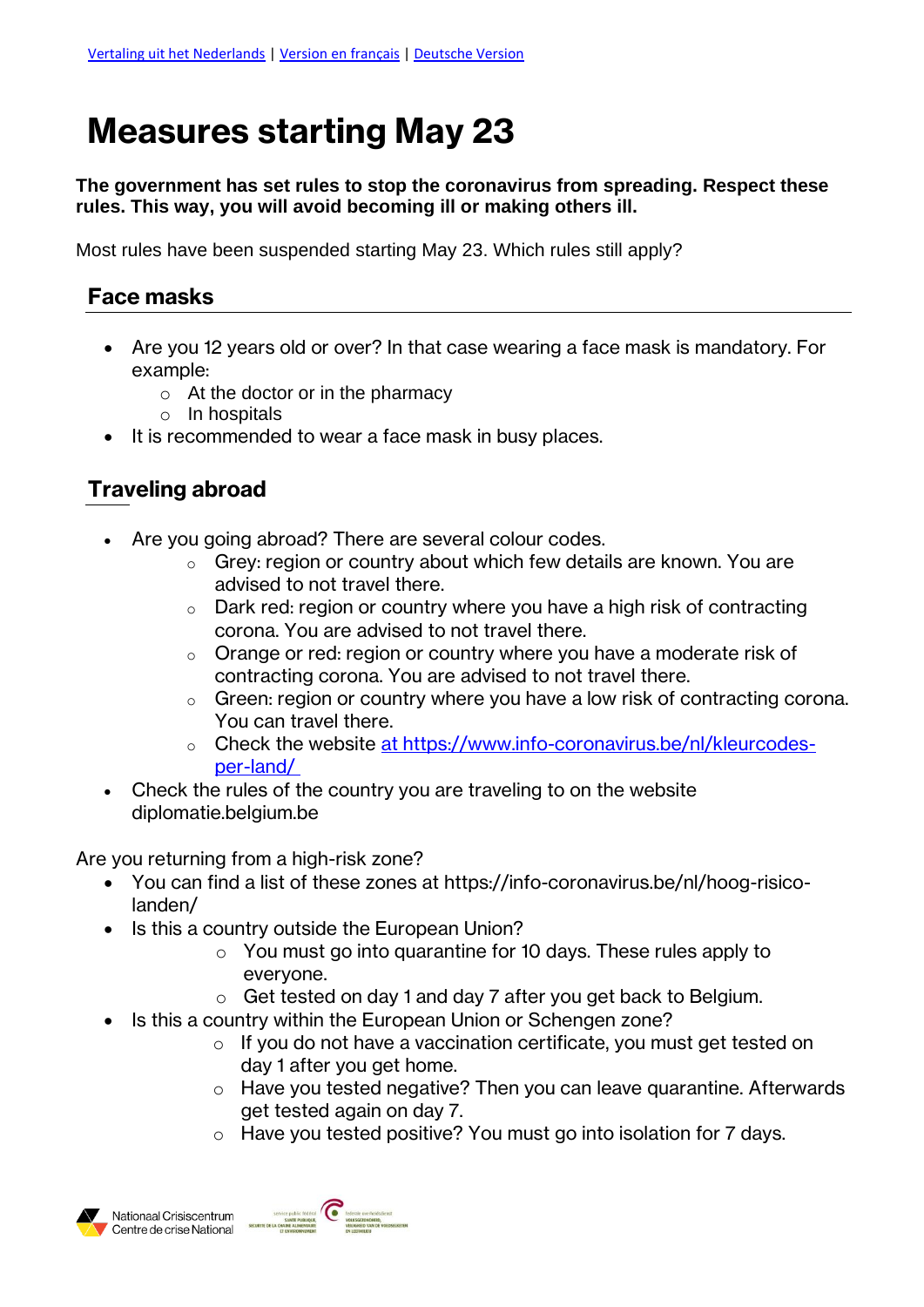[Vertaling uit het Nederlands](#) | [Version en français](#) | [Deutsche Version](#)

# Measures starting May 23

**The government has set rules to stop the coronavirus from spreading. Respect these rules. This way, you will avoid becoming ill or making others ill.**

Most rules have been suspended starting May 23. Which rules still apply?

## Face masks

- Are you 12 years old or over? In that case wearing a face mask is mandatory. For example:
  - At the doctor or in the pharmacy
  - In hospitals
- It is recommended to wear a face mask in busy places.

## Traveling abroad

- Are you going abroad? There are several colour codes.
  - Grey: region or country about which few details are known. You are advised to not travel there.
  - Dark red: region or country where you have a high risk of contracting corona. You are advised to not travel there.
  - Orange or red: region or country where you have a moderate risk of contracting corona. You are advised to not travel there.
  - Green: region or country where you have a low risk of contracting corona. You can travel there.
  - Check the website [at https://www.info-coronavirus.be/nl/kleurcodes-per-land/](https://www.info-coronavirus.be/nl/kleurcodes-per-land/)
- Check the rules of the country you are traveling to on the website diplomatie.belgium.be

Are you returning from a high-risk zone?

- You can find a list of these zones at https://info-coronavirus.be/nl/hoog-risico-landen/
- Is this a country outside the European Union?
  - You must go into quarantine for 10 days. These rules apply to everyone.
  - Get tested on day 1 and day 7 after you get back to Belgium.
- Is this a country within the European Union or Schengen zone?
  - If you do not have a vaccination certificate, you must get tested on day 1 after you get home.
  - Have you tested negative? Then you can leave quarantine. Afterwards get tested again on day 7.
  - Have you tested positive? You must go into isolation for 7 days.

Nationaal Crisiscentrum
Centre de crise National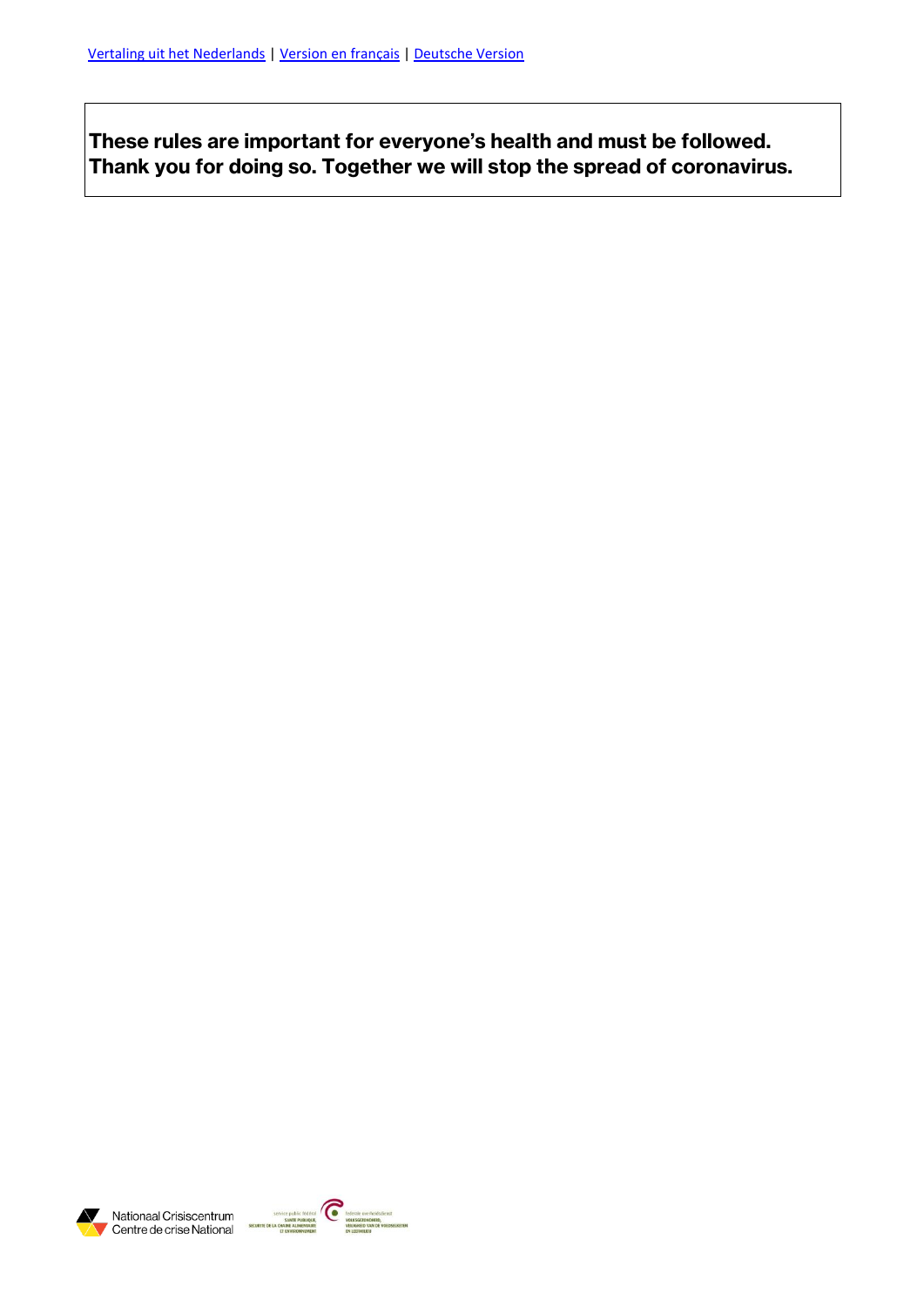[Vertaling uit het Nederlands](#) | [Version en français](#) | [Deutsche Version](#)

**These rules are important for everyone's health and must be followed. Thank you for doing so. Together we will stop the spread of coronavirus.**

Nationaal Crisiscentrum
Centre de crise National